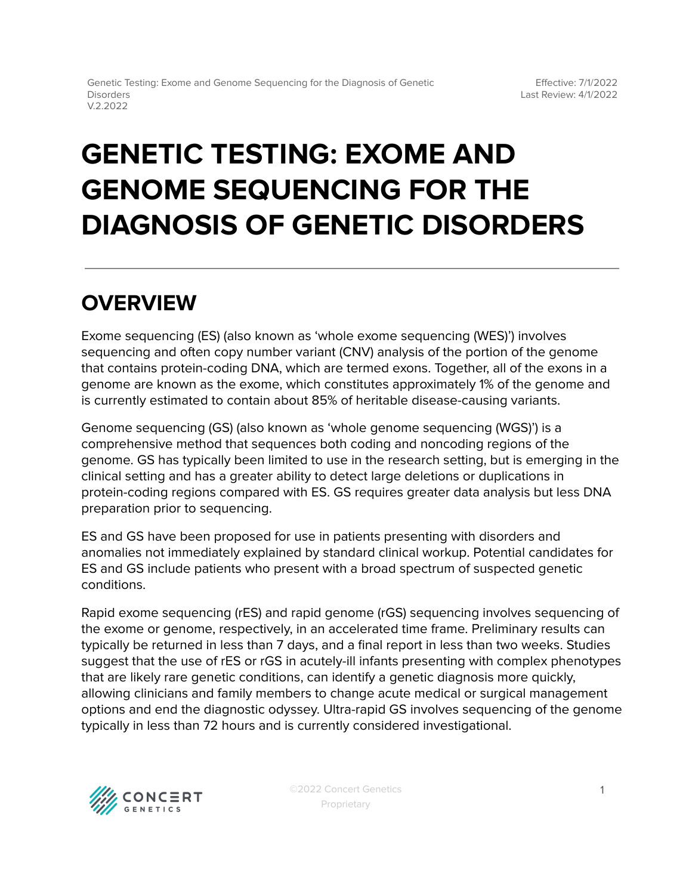# GENETIC TESTING: EXOME AND GENOME SEQUENCING FOR THE DIAGNOSIS OF GENETIC DISORDERS

## OVERVIEW

Exome sequencing (ES) (also known as 'whole exome sequencing (WES)') involves sequencing and often copy number variant (CNV) analysis of the portion of the genome that contains protein-coding DNA, which are termed exons. Together, all of the exons in a genome are known as the exome, which constitutes approximately 1% of the genome and is currently estimated to contain about 85% of heritable disease-causing variants.

Genome sequencing (GS) (also known as 'whole genome sequencing (WGS)') is a comprehensive method that sequences both coding and noncoding regions of the genome. GS has typically been limited to use in the research setting, but is emerging in the clinical setting and has a greater ability to detect large deletions or duplications in protein-coding regions compared with ES. GS requires greater data analysis but less DNA preparation prior to sequencing.

ES and GS have been proposed for use in patients presenting with disorders and anomalies not immediately explained by standard clinical workup. Potential candidates for ES and GS include patients who present with a broad spectrum of suspected genetic conditions.

Rapid exome sequencing (rES) and rapid genome (rGS) sequencing involves sequencing of the exome or genome, respectively, in an accelerated time frame. Preliminary results can typically be returned in less than 7 days, and a final report in less than two weeks. Studies suggest that the use of rES or rGS in acutely-ill infants presenting with complex phenotypes that are likely rare genetic conditions, can identify a genetic diagnosis more quickly, allowing clinicians and family members to change acute medical or surgical management options and end the diagnostic odyssey. Ultra-rapid GS involves sequencing of the genome typically in less than 72 hours and is currently considered investigational.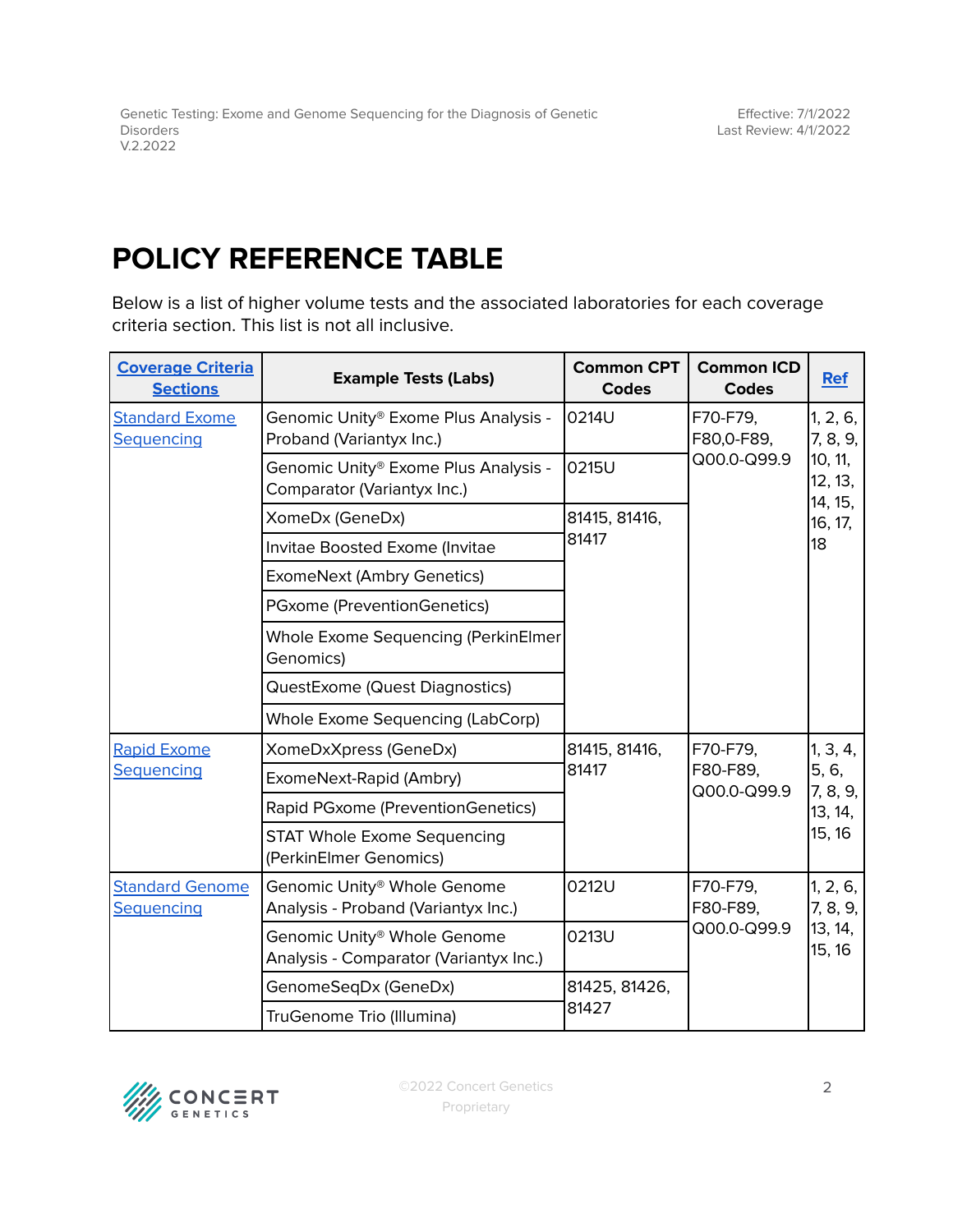# POLICY REFERENCE TABLE

Below is a list of higher volume tests and the associated laboratories for each coverage criteria section. This list is not all inclusive.

| Coverage Criteria Sections | Example Tests (Labs) | Common CPT Codes | Common ICD Codes | Ref |
|---|---|---|---|---|
| Standard Exome Sequencing | Genomic Unity® Exome Plus Analysis - Proband (Variantyx Inc.) | 0214U | F70-F79, F80,0-F89, Q00.0-Q99.9 | 1, 2, 6, 7, 8, 9, 10, 11, 12, 13, 14, 15, 16, 17, 18 |
| | Genomic Unity® Exome Plus Analysis - Comparator (Variantyx Inc.) | 0215U | | |
| | XomeDx (GeneDx) | 81415, 81416, 81417 | | |
| | Invitae Boosted Exome (Invitae | | | |
| | ExomeNext (Ambry Genetics) | | | |
| | PGxome (PreventionGenetics) | | | |
| | Whole Exome Sequencing (PerkinElmer Genomics) | | | |
| | QuestExome (Quest Diagnostics) | | | |
| | Whole Exome Sequencing (LabCorp) | | | |
| Rapid Exome Sequencing | XomeDxXpress (GeneDx) | 81415, 81416, 81417 | F70-F79, F80-F89, Q00.0-Q99.9 | 1, 3, 4, 5, 6, 7, 8, 9, 13, 14, 15, 16 |
| | ExomeNext-Rapid (Ambry) | | | |
| | Rapid PGxome (PreventionGenetics) | | | |
| | STAT Whole Exome Sequencing (PerkinElmer Genomics) | | | |
| Standard Genome Sequencing | Genomic Unity® Whole Genome Analysis - Proband (Variantyx Inc.) | 0212U | F70-F79, F80-F89, Q00.0-Q99.9 | 1, 2, 6, 7, 8, 9, 13, 14, 15, 16 |
| | Genomic Unity® Whole Genome Analysis - Comparator (Variantyx Inc.) | 0213U | | |
| | GenomeSeqDx (GeneDx) | 81425, 81426, 81427 | | |
| | TruGenome Trio (Illumina) | | | |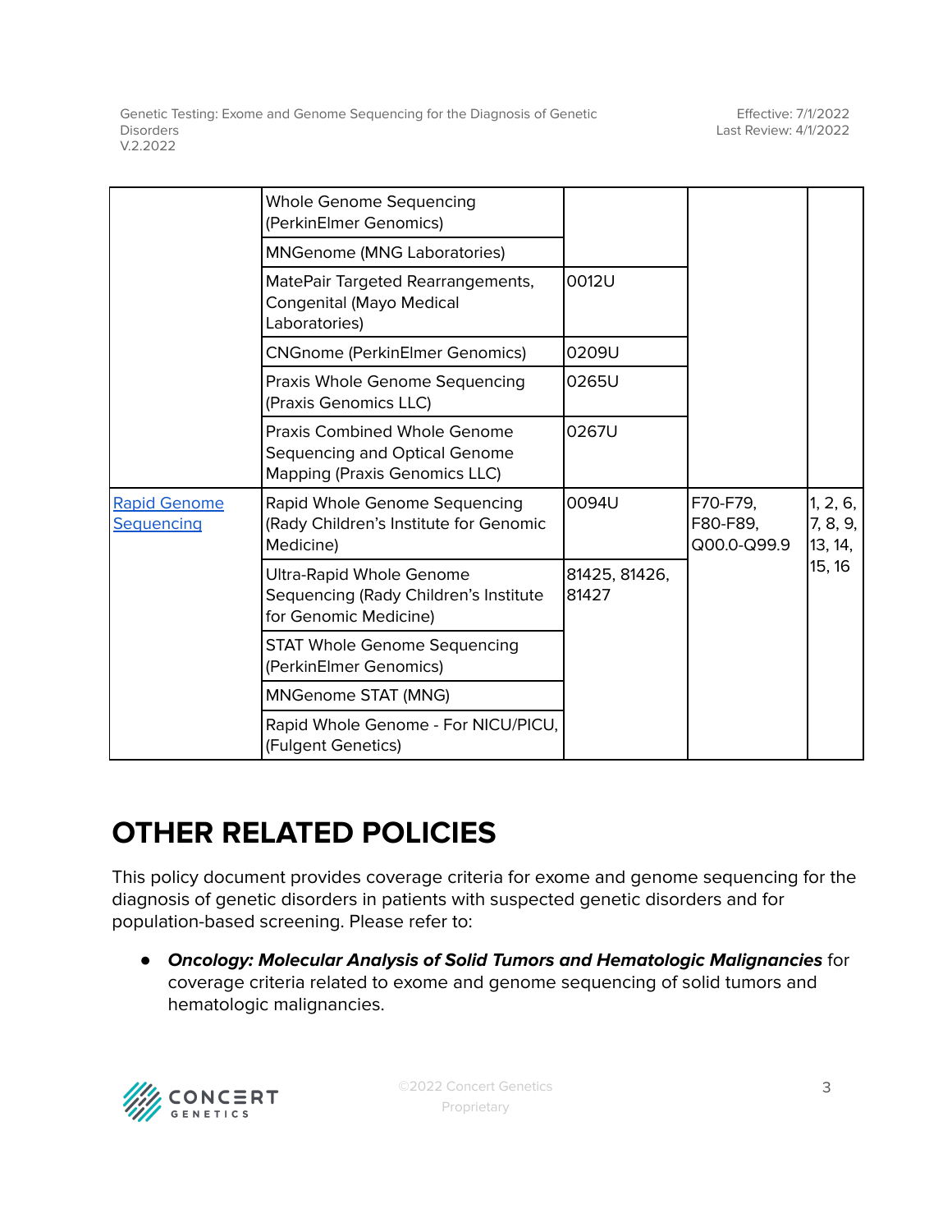| | | | | |
|---|---|---|---|---|
| | Whole Genome Sequencing (PerkinElmer Genomics) | | | |
| | MNGenome (MNG Laboratories) | | | |
| | MatePair Targeted Rearrangements, Congenital (Mayo Medical Laboratories) | 0012U | | |
| | CNGnome (PerkinElmer Genomics) | 0209U | | |
| | Praxis Whole Genome Sequencing (Praxis Genomics LLC) | 0265U | | |
| | Praxis Combined Whole Genome Sequencing and Optical Genome Mapping (Praxis Genomics LLC) | 0267U | | |
| Rapid Genome Sequencing | Rapid Whole Genome Sequencing (Rady Children's Institute for Genomic Medicine) | 0094U | F70-F79, F80-F89, Q00.0-Q99.9 | 1, 2, 6, 7, 8, 9, 13, 14, 15, 16 |
| | Ultra-Rapid Whole Genome Sequencing (Rady Children's Institute for Genomic Medicine) | 81425, 81426, 81427 | | |
| | STAT Whole Genome Sequencing (PerkinElmer Genomics) | | | |
| | MNGenome STAT (MNG) | | | |
| | Rapid Whole Genome - For NICU/PICU, (Fulgent Genetics) | | | |

# OTHER RELATED POLICIES

This policy document provides coverage criteria for exome and genome sequencing for the diagnosis of genetic disorders in patients with suspected genetic disorders and for population-based screening. Please refer to:

- ***Oncology: Molecular Analysis of Solid Tumors and Hematologic Malignancies*** for coverage criteria related to exome and genome sequencing of solid tumors and hematologic malignancies.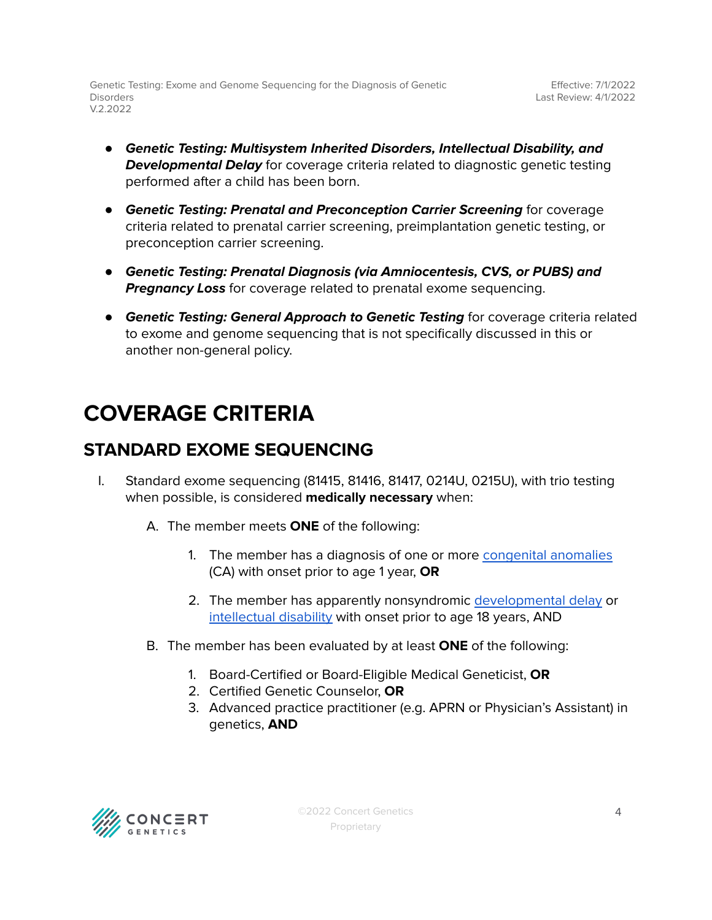- ***Genetic Testing: Multisystem Inherited Disorders, Intellectual Disability, and Developmental Delay*** for coverage criteria related to diagnostic genetic testing performed after a child has been born.

- ***Genetic Testing: Prenatal and Preconception Carrier Screening*** for coverage criteria related to prenatal carrier screening, preimplantation genetic testing, or preconception carrier screening.

- ***Genetic Testing: Prenatal Diagnosis (via Amniocentesis, CVS, or PUBS) and Pregnancy Loss*** for coverage related to prenatal exome sequencing.

- ***Genetic Testing: General Approach to Genetic Testing*** for coverage criteria related to exome and genome sequencing that is not specifically discussed in this or another non-general policy.

# COVERAGE CRITERIA

## STANDARD EXOME SEQUENCING

I. Standard exome sequencing (81415, 81416, 81417, 0214U, 0215U), with trio testing when possible, is considered **medically necessary** when:

   A. The member meets **ONE** of the following:

      1. The member has a diagnosis of one or more congenital anomalies (CA) with onset prior to age 1 year, **OR**

      2. The member has apparently nonsyndromic developmental delay or intellectual disability with onset prior to age 18 years, AND

   B. The member has been evaluated by at least **ONE** of the following:

      1. Board-Certified or Board-Eligible Medical Geneticist, **OR**
      2. Certified Genetic Counselor, **OR**
      3. Advanced practice practitioner (e.g. APRN or Physician's Assistant) in genetics, **AND**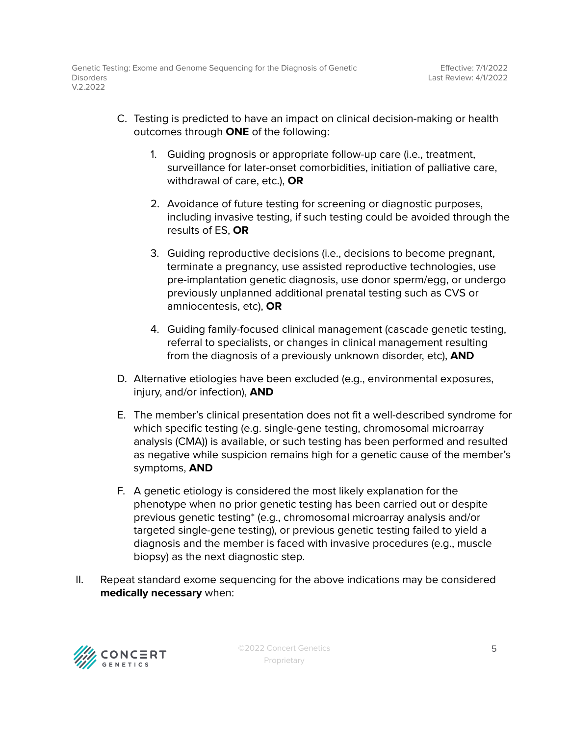C. Testing is predicted to have an impact on clinical decision-making or health outcomes through **ONE** of the following:

   1. Guiding prognosis or appropriate follow-up care (i.e., treatment, surveillance for later-onset comorbidities, initiation of palliative care, withdrawal of care, etc.), **OR**

   2. Avoidance of future testing for screening or diagnostic purposes, including invasive testing, if such testing could be avoided through the results of ES, **OR**

   3. Guiding reproductive decisions (i.e., decisions to become pregnant, terminate a pregnancy, use assisted reproductive technologies, use pre-implantation genetic diagnosis, use donor sperm/egg, or undergo previously unplanned additional prenatal testing such as CVS or amniocentesis, etc), **OR**

   4. Guiding family-focused clinical management (cascade genetic testing, referral to specialists, or changes in clinical management resulting from the diagnosis of a previously unknown disorder, etc), **AND**

D. Alternative etiologies have been excluded (e.g., environmental exposures, injury, and/or infection), **AND**

E. The member's clinical presentation does not fit a well-described syndrome for which specific testing (e.g. single-gene testing, chromosomal microarray analysis (CMA)) is available, or such testing has been performed and resulted as negative while suspicion remains high for a genetic cause of the member's symptoms, **AND**

F. A genetic etiology is considered the most likely explanation for the phenotype when no prior genetic testing has been carried out or despite previous genetic testing* (e.g., chromosomal microarray analysis and/or targeted single-gene testing), or previous genetic testing failed to yield a diagnosis and the member is faced with invasive procedures (e.g., muscle biopsy) as the next diagnostic step.

II. Repeat standard exome sequencing for the above indications may be considered **medically necessary** when: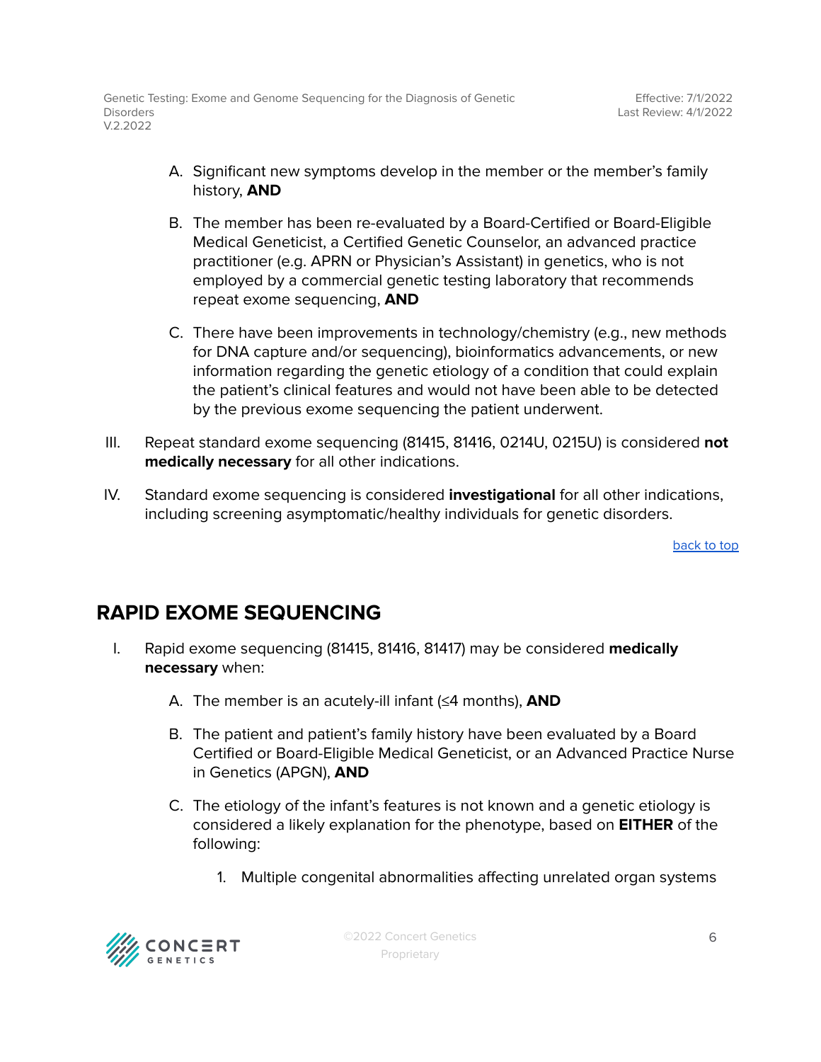A. Significant new symptoms develop in the member or the member's family history, **AND**

   B. The member has been re-evaluated by a Board-Certified or Board-Eligible Medical Geneticist, a Certified Genetic Counselor, an advanced practice practitioner (e.g. APRN or Physician's Assistant) in genetics, who is not employed by a commercial genetic testing laboratory that recommends repeat exome sequencing, **AND**

   C. There have been improvements in technology/chemistry (e.g., new methods for DNA capture and/or sequencing), bioinformatics advancements, or new information regarding the genetic etiology of a condition that could explain the patient's clinical features and would not have been able to be detected by the previous exome sequencing the patient underwent.

III. Repeat standard exome sequencing (81415, 81416, 0214U, 0215U) is considered **not medically necessary** for all other indications.

IV. Standard exome sequencing is considered **investigational** for all other indications, including screening asymptomatic/healthy individuals for genetic disorders.

back to top

## RAPID EXOME SEQUENCING

I. Rapid exome sequencing (81415, 81416, 81417) may be considered **medically necessary** when:

   A. The member is an acutely-ill infant (≤4 months), **AND**

   B. The patient and patient's family history have been evaluated by a Board Certified or Board-Eligible Medical Geneticist, or an Advanced Practice Nurse in Genetics (APGN), **AND**

   C. The etiology of the infant's features is not known and a genetic etiology is considered a likely explanation for the phenotype, based on **EITHER** of the following:

      1. Multiple congenital abnormalities affecting unrelated organ systems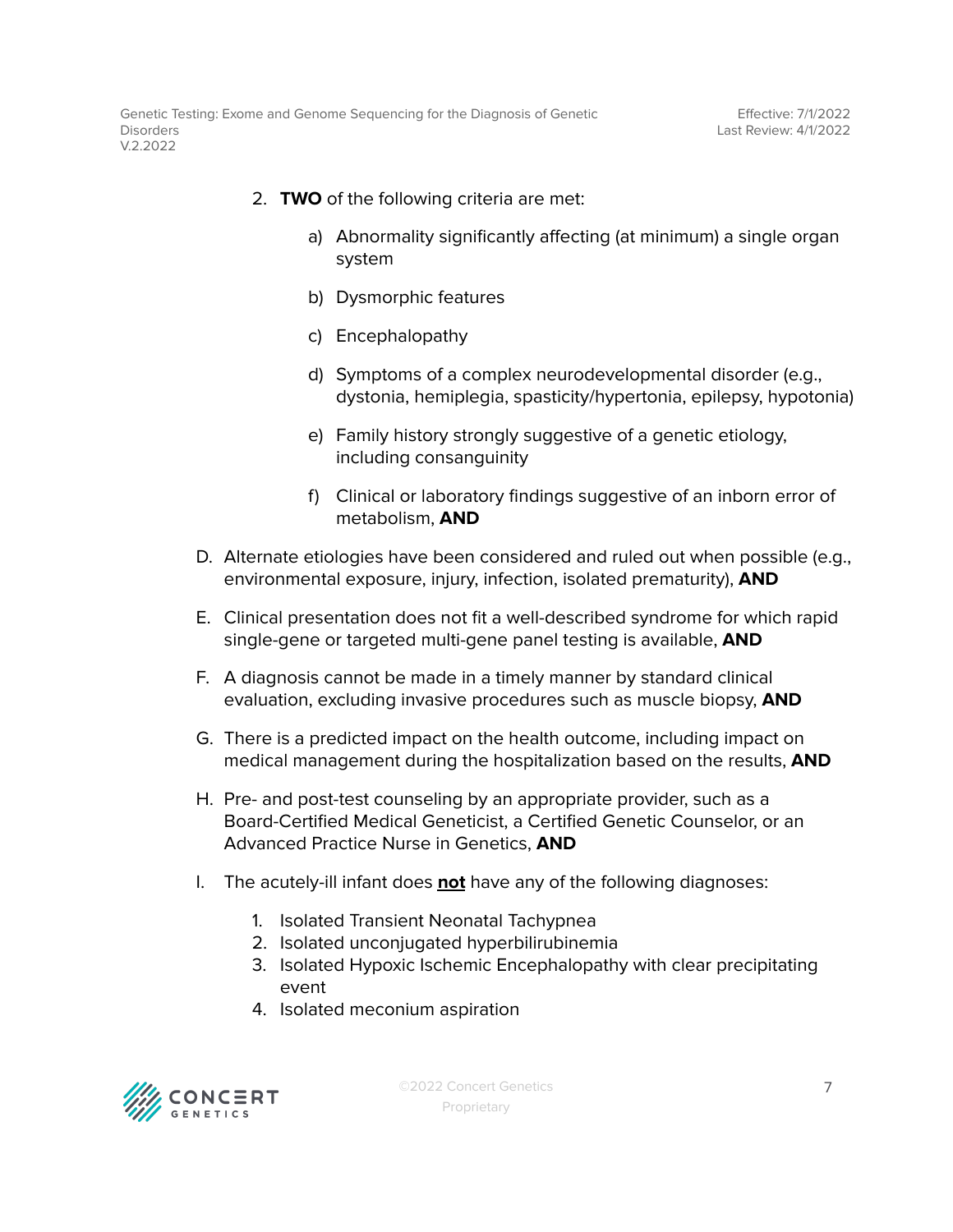2. **TWO** of the following criteria are met:

    a) Abnormality significantly affecting (at minimum) a single organ system

    b) Dysmorphic features

    c) Encephalopathy

    d) Symptoms of a complex neurodevelopmental disorder (e.g., dystonia, hemiplegia, spasticity/hypertonia, epilepsy, hypotonia)

    e) Family history strongly suggestive of a genetic etiology, including consanguinity

    f) Clinical or laboratory findings suggestive of an inborn error of metabolism, **AND**

D. Alternate etiologies have been considered and ruled out when possible (e.g., environmental exposure, injury, infection, isolated prematurity), **AND**

E. Clinical presentation does not fit a well-described syndrome for which rapid single-gene or targeted multi-gene panel testing is available, **AND**

F. A diagnosis cannot be made in a timely manner by standard clinical evaluation, excluding invasive procedures such as muscle biopsy, **AND**

G. There is a predicted impact on the health outcome, including impact on medical management during the hospitalization based on the results, **AND**

H. Pre- and post-test counseling by an appropriate provider, such as a Board-Certified Medical Geneticist, a Certified Genetic Counselor, or an Advanced Practice Nurse in Genetics, **AND**

I. The acutely-ill infant does **not** have any of the following diagnoses:

    1. Isolated Transient Neonatal Tachypnea
    2. Isolated unconjugated hyperbilirubinemia
    3. Isolated Hypoxic Ischemic Encephalopathy with clear precipitating event
    4. Isolated meconium aspiration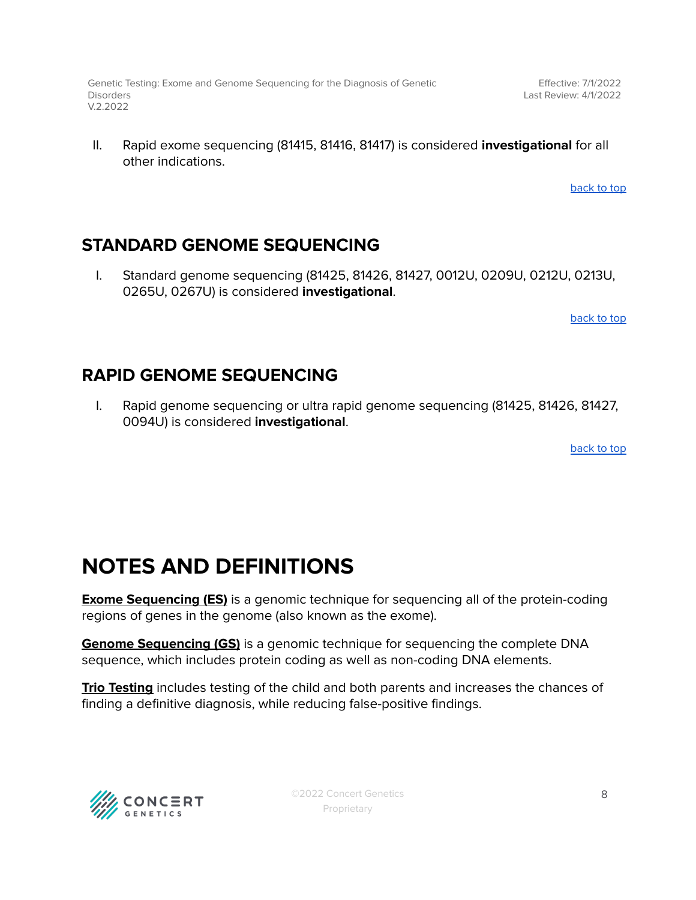II. Rapid exome sequencing (81415, 81416, 81417) is considered **investigational** for all other indications.

back to top

## STANDARD GENOME SEQUENCING

I. Standard genome sequencing (81425, 81426, 81427, 0012U, 0209U, 0212U, 0213U, 0265U, 0267U) is considered **investigational**.

back to top

## RAPID GENOME SEQUENCING

I. Rapid genome sequencing or ultra rapid genome sequencing (81425, 81426, 81427, 0094U) is considered **investigational**.

back to top

# NOTES AND DEFINITIONS

**Exome Sequencing (ES)** is a genomic technique for sequencing all of the protein-coding regions of genes in the genome (also known as the exome).

**Genome Sequencing (GS)** is a genomic technique for sequencing the complete DNA sequence, which includes protein coding as well as non-coding DNA elements.

**Trio Testing** includes testing of the child and both parents and increases the chances of finding a definitive diagnosis, while reducing false-positive findings.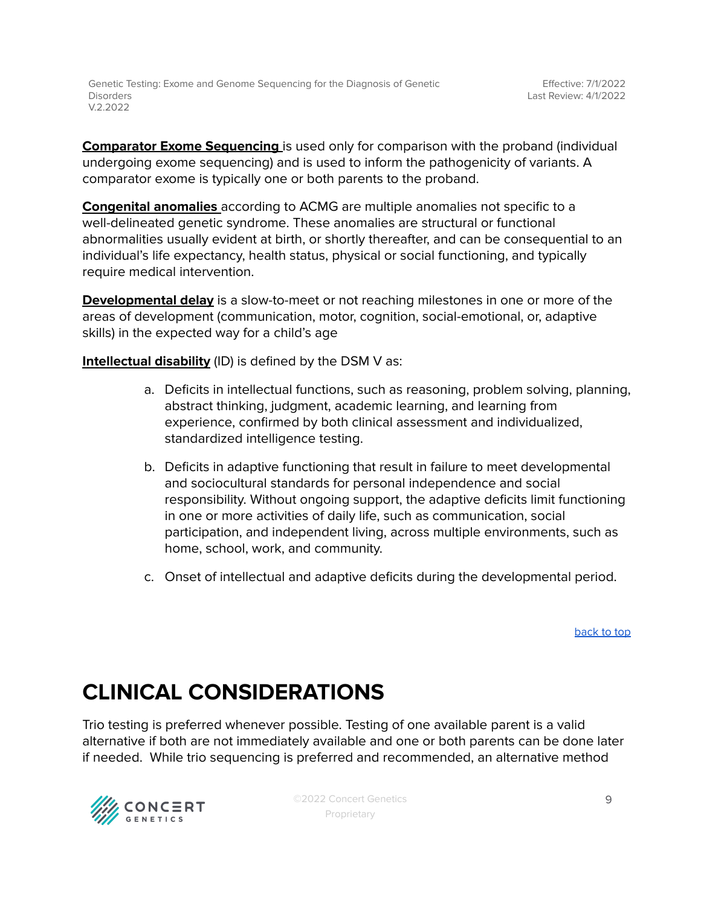**Comparator Exome Sequencing** is used only for comparison with the proband (individual undergoing exome sequencing) and is used to inform the pathogenicity of variants. A comparator exome is typically one or both parents to the proband.

**Congenital anomalies** according to ACMG are multiple anomalies not specific to a well-delineated genetic syndrome. These anomalies are structural or functional abnormalities usually evident at birth, or shortly thereafter, and can be consequential to an individual's life expectancy, health status, physical or social functioning, and typically require medical intervention.

**Developmental delay** is a slow-to-meet or not reaching milestones in one or more of the areas of development (communication, motor, cognition, social-emotional, or, adaptive skills) in the expected way for a child's age

**Intellectual disability** (ID) is defined by the DSM V as:

a. Deficits in intellectual functions, such as reasoning, problem solving, planning, abstract thinking, judgment, academic learning, and learning from experience, confirmed by both clinical assessment and individualized, standardized intelligence testing.

b. Deficits in adaptive functioning that result in failure to meet developmental and sociocultural standards for personal independence and social responsibility. Without ongoing support, the adaptive deficits limit functioning in one or more activities of daily life, such as communication, social participation, and independent living, across multiple environments, such as home, school, work, and community.

c. Onset of intellectual and adaptive deficits during the developmental period.

back to top

# CLINICAL CONSIDERATIONS

Trio testing is preferred whenever possible. Testing of one available parent is a valid alternative if both are not immediately available and one or both parents can be done later if needed. While trio sequencing is preferred and recommended, an alternative method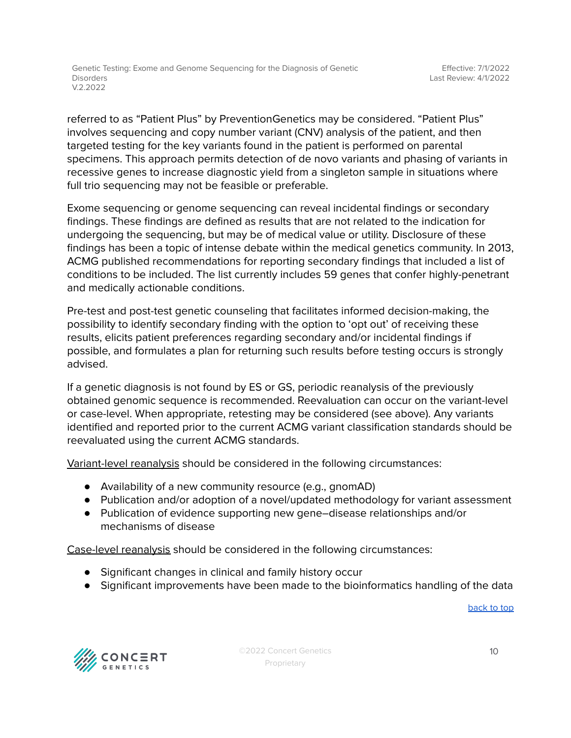referred to as "Patient Plus" by PreventionGenetics may be considered. "Patient Plus" involves sequencing and copy number variant (CNV) analysis of the patient, and then targeted testing for the key variants found in the patient is performed on parental specimens. This approach permits detection of de novo variants and phasing of variants in recessive genes to increase diagnostic yield from a singleton sample in situations where full trio sequencing may not be feasible or preferable.

Exome sequencing or genome sequencing can reveal incidental findings or secondary findings. These findings are defined as results that are not related to the indication for undergoing the sequencing, but may be of medical value or utility. Disclosure of these findings has been a topic of intense debate within the medical genetics community. In 2013, ACMG published recommendations for reporting secondary findings that included a list of conditions to be included. The list currently includes 59 genes that confer highly-penetrant and medically actionable conditions.

Pre-test and post-test genetic counseling that facilitates informed decision-making, the possibility to identify secondary finding with the option to 'opt out' of receiving these results, elicits patient preferences regarding secondary and/or incidental findings if possible, and formulates a plan for returning such results before testing occurs is strongly advised.

If a genetic diagnosis is not found by ES or GS, periodic reanalysis of the previously obtained genomic sequence is recommended. Reevaluation can occur on the variant-level or case-level. When appropriate, retesting may be considered (see above). Any variants identified and reported prior to the current ACMG variant classification standards should be reevaluated using the current ACMG standards.

Variant-level reanalysis should be considered in the following circumstances:

- Availability of a new community resource (e.g., gnomAD)
- Publication and/or adoption of a novel/updated methodology for variant assessment
- Publication of evidence supporting new gene–disease relationships and/or mechanisms of disease

Case-level reanalysis should be considered in the following circumstances:

- Significant changes in clinical and family history occur
- Significant improvements have been made to the bioinformatics handling of the data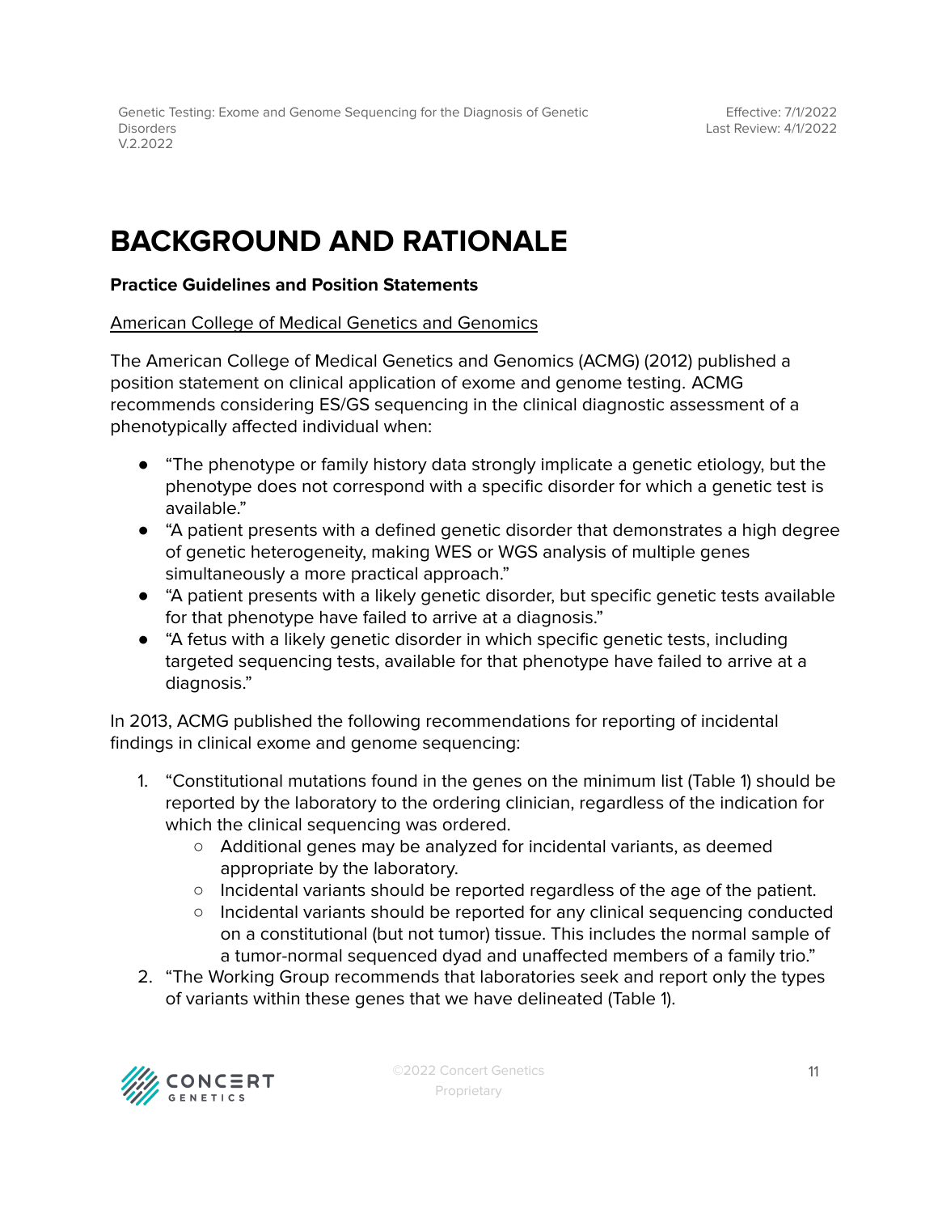# BACKGROUND AND RATIONALE

**Practice Guidelines and Position Statements**

American College of Medical Genetics and Genomics

The American College of Medical Genetics and Genomics (ACMG) (2012) published a position statement on clinical application of exome and genome testing. ACMG recommends considering ES/GS sequencing in the clinical diagnostic assessment of a phenotypically affected individual when:

- "The phenotype or family history data strongly implicate a genetic etiology, but the phenotype does not correspond with a specific disorder for which a genetic test is available."
- "A patient presents with a defined genetic disorder that demonstrates a high degree of genetic heterogeneity, making WES or WGS analysis of multiple genes simultaneously a more practical approach."
- "A patient presents with a likely genetic disorder, but specific genetic tests available for that phenotype have failed to arrive at a diagnosis."
- "A fetus with a likely genetic disorder in which specific genetic tests, including targeted sequencing tests, available for that phenotype have failed to arrive at a diagnosis."

In 2013, ACMG published the following recommendations for reporting of incidental findings in clinical exome and genome sequencing:

1. "Constitutional mutations found in the genes on the minimum list (Table 1) should be reported by the laboratory to the ordering clinician, regardless of the indication for which the clinical sequencing was ordered.
   - Additional genes may be analyzed for incidental variants, as deemed appropriate by the laboratory.
   - Incidental variants should be reported regardless of the age of the patient.
   - Incidental variants should be reported for any clinical sequencing conducted on a constitutional (but not tumor) tissue. This includes the normal sample of a tumor-normal sequenced dyad and unaffected members of a family trio."
2. "The Working Group recommends that laboratories seek and report only the types of variants within these genes that we have delineated (Table 1).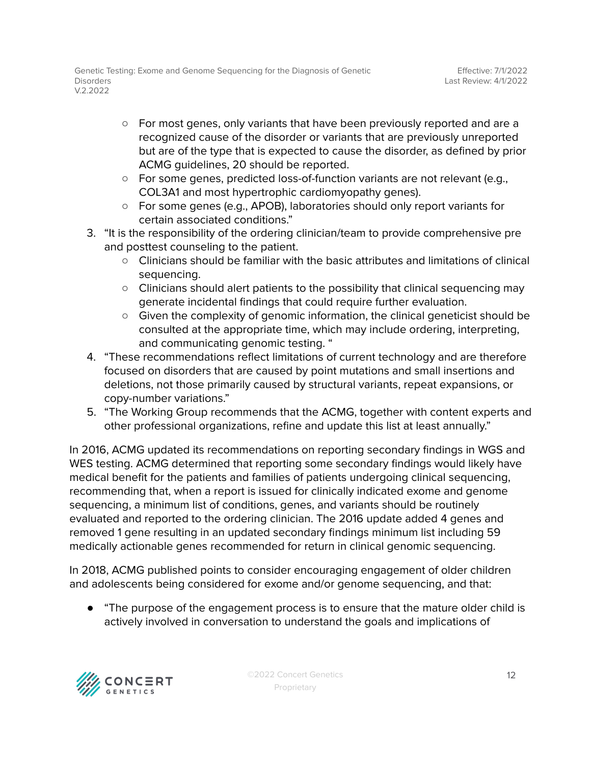- For most genes, only variants that have been previously reported and are a recognized cause of the disorder or variants that are previously unreported but are of the type that is expected to cause the disorder, as defined by prior ACMG guidelines, 20 should be reported.
   - For some genes, predicted loss-of-function variants are not relevant (e.g., COL3A1 and most hypertrophic cardiomyopathy genes).
   - For some genes (e.g., APOB), laboratories should only report variants for certain associated conditions."
3. "It is the responsibility of the ordering clinician/team to provide comprehensive pre and posttest counseling to the patient.
   - Clinicians should be familiar with the basic attributes and limitations of clinical sequencing.
   - Clinicians should alert patients to the possibility that clinical sequencing may generate incidental findings that could require further evaluation.
   - Given the complexity of genomic information, the clinical geneticist should be consulted at the appropriate time, which may include ordering, interpreting, and communicating genomic testing. "
4. "These recommendations reflect limitations of current technology and are therefore focused on disorders that are caused by point mutations and small insertions and deletions, not those primarily caused by structural variants, repeat expansions, or copy-number variations."
5. "The Working Group recommends that the ACMG, together with content experts and other professional organizations, refine and update this list at least annually."

In 2016, ACMG updated its recommendations on reporting secondary findings in WGS and WES testing. ACMG determined that reporting some secondary findings would likely have medical benefit for the patients and families of patients undergoing clinical sequencing, recommending that, when a report is issued for clinically indicated exome and genome sequencing, a minimum list of conditions, genes, and variants should be routinely evaluated and reported to the ordering clinician. The 2016 update added 4 genes and removed 1 gene resulting in an updated secondary findings minimum list including 59 medically actionable genes recommended for return in clinical genomic sequencing.

In 2018, ACMG published points to consider encouraging engagement of older children and adolescents being considered for exome and/or genome sequencing, and that:

- "The purpose of the engagement process is to ensure that the mature older child is actively involved in conversation to understand the goals and implications of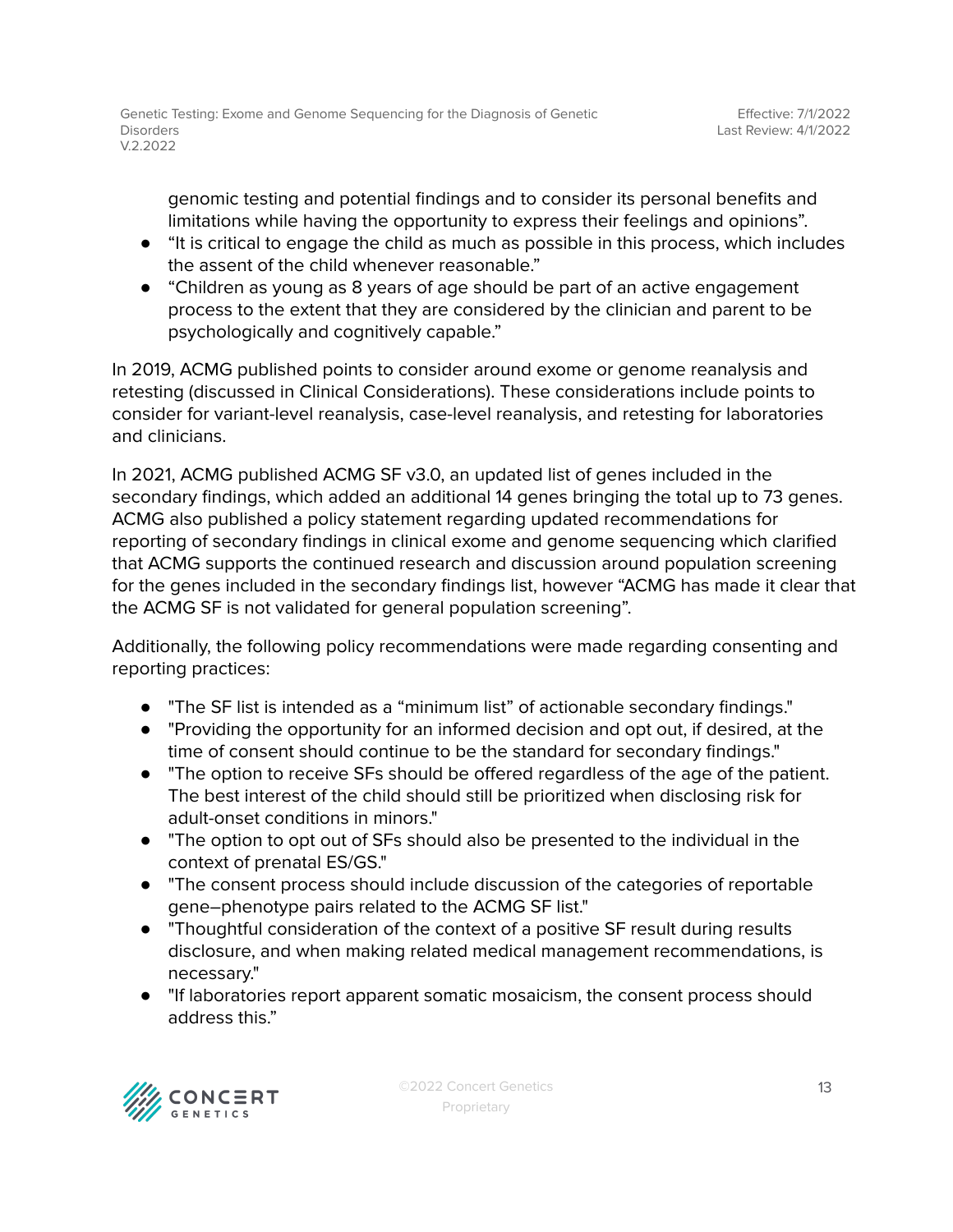genomic testing and potential findings and to consider its personal benefits and limitations while having the opportunity to express their feelings and opinions".

- "It is critical to engage the child as much as possible in this process, which includes the assent of the child whenever reasonable."
- "Children as young as 8 years of age should be part of an active engagement process to the extent that they are considered by the clinician and parent to be psychologically and cognitively capable."

In 2019, ACMG published points to consider around exome or genome reanalysis and retesting (discussed in Clinical Considerations). These considerations include points to consider for variant-level reanalysis, case-level reanalysis, and retesting for laboratories and clinicians.

In 2021, ACMG published ACMG SF v3.0, an updated list of genes included in the secondary findings, which added an additional 14 genes bringing the total up to 73 genes. ACMG also published a policy statement regarding updated recommendations for reporting of secondary findings in clinical exome and genome sequencing which clarified that ACMG supports the continued research and discussion around population screening for the genes included in the secondary findings list, however "ACMG has made it clear that the ACMG SF is not validated for general population screening".

Additionally, the following policy recommendations were made regarding consenting and reporting practices:

- "The SF list is intended as a "minimum list" of actionable secondary findings."
- "Providing the opportunity for an informed decision and opt out, if desired, at the time of consent should continue to be the standard for secondary findings."
- "The option to receive SFs should be offered regardless of the age of the patient. The best interest of the child should still be prioritized when disclosing risk for adult-onset conditions in minors."
- "The option to opt out of SFs should also be presented to the individual in the context of prenatal ES/GS."
- "The consent process should include discussion of the categories of reportable gene–phenotype pairs related to the ACMG SF list."
- "Thoughtful consideration of the context of a positive SF result during results disclosure, and when making related medical management recommendations, is necessary."
- "If laboratories report apparent somatic mosaicism, the consent process should address this."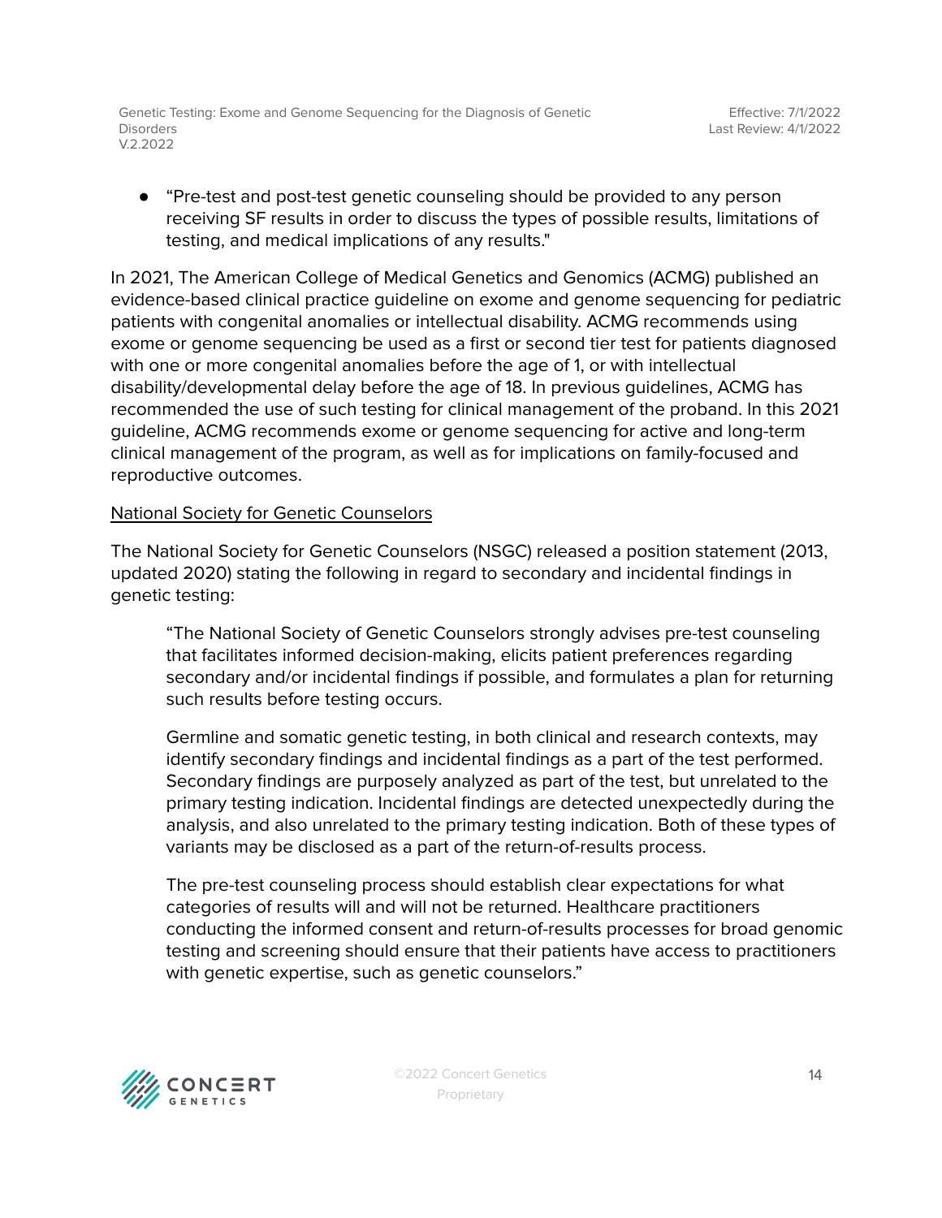- “Pre-test and post-test genetic counseling should be provided to any person receiving SF results in order to discuss the types of possible results, limitations of testing, and medical implications of any results."

In 2021, The American College of Medical Genetics and Genomics (ACMG) published an evidence-based clinical practice guideline on exome and genome sequencing for pediatric patients with congenital anomalies or intellectual disability. ACMG recommends using exome or genome sequencing be used as a first or second tier test for patients diagnosed with one or more congenital anomalies before the age of 1, or with intellectual disability/developmental delay before the age of 18. In previous guidelines, ACMG has recommended the use of such testing for clinical management of the proband. In this 2021 guideline, ACMG recommends exome or genome sequencing for active and long-term clinical management of the program, as well as for implications on family-focused and reproductive outcomes.

National Society for Genetic Counselors

The National Society for Genetic Counselors (NSGC) released a position statement (2013, updated 2020) stating the following in regard to secondary and incidental findings in genetic testing:

> “The National Society of Genetic Counselors strongly advises pre-test counseling that facilitates informed decision-making, elicits patient preferences regarding secondary and/or incidental findings if possible, and formulates a plan for returning such results before testing occurs.
>
> Germline and somatic genetic testing, in both clinical and research contexts, may identify secondary findings and incidental findings as a part of the test performed. Secondary findings are purposely analyzed as part of the test, but unrelated to the primary testing indication. Incidental findings are detected unexpectedly during the analysis, and also unrelated to the primary testing indication. Both of these types of variants may be disclosed as a part of the return-of-results process.
>
> The pre-test counseling process should establish clear expectations for what categories of results will and will not be returned. Healthcare practitioners conducting the informed consent and return-of-results processes for broad genomic testing and screening should ensure that their patients have access to practitioners with genetic expertise, such as genetic counselors.”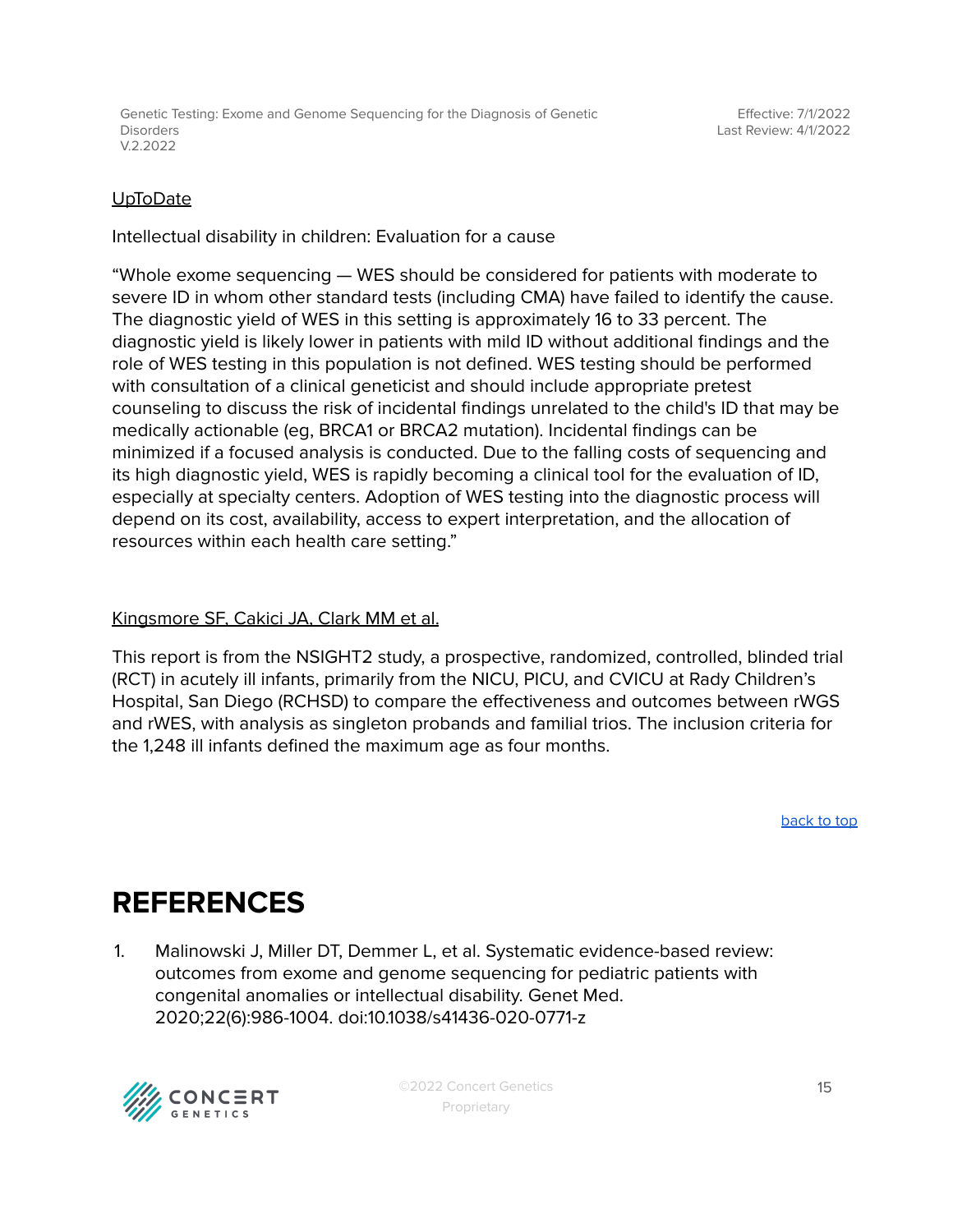UpToDate

Intellectual disability in children: Evaluation for a cause

"Whole exome sequencing — WES should be considered for patients with moderate to severe ID in whom other standard tests (including CMA) have failed to identify the cause. The diagnostic yield of WES in this setting is approximately 16 to 33 percent. The diagnostic yield is likely lower in patients with mild ID without additional findings and the role of WES testing in this population is not defined. WES testing should be performed with consultation of a clinical geneticist and should include appropriate pretest counseling to discuss the risk of incidental findings unrelated to the child's ID that may be medically actionable (eg, BRCA1 or BRCA2 mutation). Incidental findings can be minimized if a focused analysis is conducted. Due to the falling costs of sequencing and its high diagnostic yield, WES is rapidly becoming a clinical tool for the evaluation of ID, especially at specialty centers. Adoption of WES testing into the diagnostic process will depend on its cost, availability, access to expert interpretation, and the allocation of resources within each health care setting."

Kingsmore SF, Cakici JA, Clark MM et al.

This report is from the NSIGHT2 study, a prospective, randomized, controlled, blinded trial (RCT) in acutely ill infants, primarily from the NICU, PICU, and CVICU at Rady Children's Hospital, San Diego (RCHSD) to compare the effectiveness and outcomes between rWGS and rWES, with analysis as singleton probands and familial trios. The inclusion criteria for the 1,248 ill infants defined the maximum age as four months.

back to top

# REFERENCES

1. Malinowski J, Miller DT, Demmer L, et al. Systematic evidence-based review: outcomes from exome and genome sequencing for pediatric patients with congenital anomalies or intellectual disability. Genet Med. 2020;22(6):986-1004. doi:10.1038/s41436-020-0771-z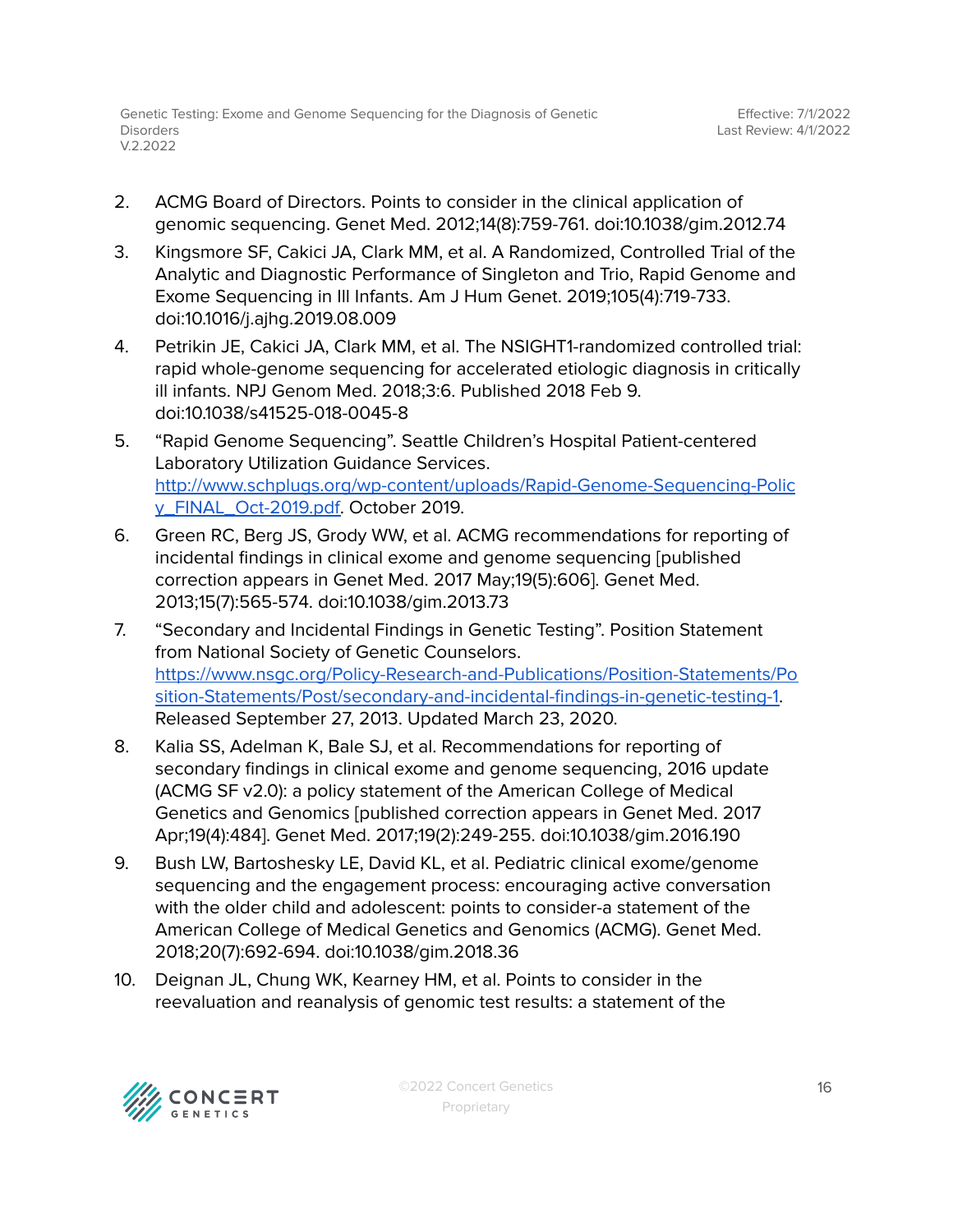2. ACMG Board of Directors. Points to consider in the clinical application of genomic sequencing. Genet Med. 2012;14(8):759-761. doi:10.1038/gim.2012.74
3. Kingsmore SF, Cakici JA, Clark MM, et al. A Randomized, Controlled Trial of the Analytic and Diagnostic Performance of Singleton and Trio, Rapid Genome and Exome Sequencing in Ill Infants. Am J Hum Genet. 2019;105(4):719-733. doi:10.1016/j.ajhg.2019.08.009
4. Petrikin JE, Cakici JA, Clark MM, et al. The NSIGHT1-randomized controlled trial: rapid whole-genome sequencing for accelerated etiologic diagnosis in critically ill infants. NPJ Genom Med. 2018;3:6. Published 2018 Feb 9. doi:10.1038/s41525-018-0045-8
5. "Rapid Genome Sequencing". Seattle Children's Hospital Patient-centered Laboratory Utilization Guidance Services. [http://www.schplugs.org/wp-content/uploads/Rapid-Genome-Sequencing-Policy_FINAL_Oct-2019.pdf](http://www.schplugs.org/wp-content/uploads/Rapid-Genome-Sequencing-Policy_FINAL_Oct-2019.pdf). October 2019.
6. Green RC, Berg JS, Grody WW, et al. ACMG recommendations for reporting of incidental findings in clinical exome and genome sequencing [published correction appears in Genet Med. 2017 May;19(5):606]. Genet Med. 2013;15(7):565-574. doi:10.1038/gim.2013.73
7. "Secondary and Incidental Findings in Genetic Testing". Position Statement from National Society of Genetic Counselors. [https://www.nsgc.org/Policy-Research-and-Publications/Position-Statements/Position-Statements/Post/secondary-and-incidental-findings-in-genetic-testing-1](https://www.nsgc.org/Policy-Research-and-Publications/Position-Statements/Position-Statements/Post/secondary-and-incidental-findings-in-genetic-testing-1). Released September 27, 2013. Updated March 23, 2020.
8. Kalia SS, Adelman K, Bale SJ, et al. Recommendations for reporting of secondary findings in clinical exome and genome sequencing, 2016 update (ACMG SF v2.0): a policy statement of the American College of Medical Genetics and Genomics [published correction appears in Genet Med. 2017 Apr;19(4):484]. Genet Med. 2017;19(2):249-255. doi:10.1038/gim.2016.190
9. Bush LW, Bartoshesky LE, David KL, et al. Pediatric clinical exome/genome sequencing and the engagement process: encouraging active conversation with the older child and adolescent: points to consider-a statement of the American College of Medical Genetics and Genomics (ACMG). Genet Med. 2018;20(7):692-694. doi:10.1038/gim.2018.36
10. Deignan JL, Chung WK, Kearney HM, et al. Points to consider in the reevaluation and reanalysis of genomic test results: a statement of the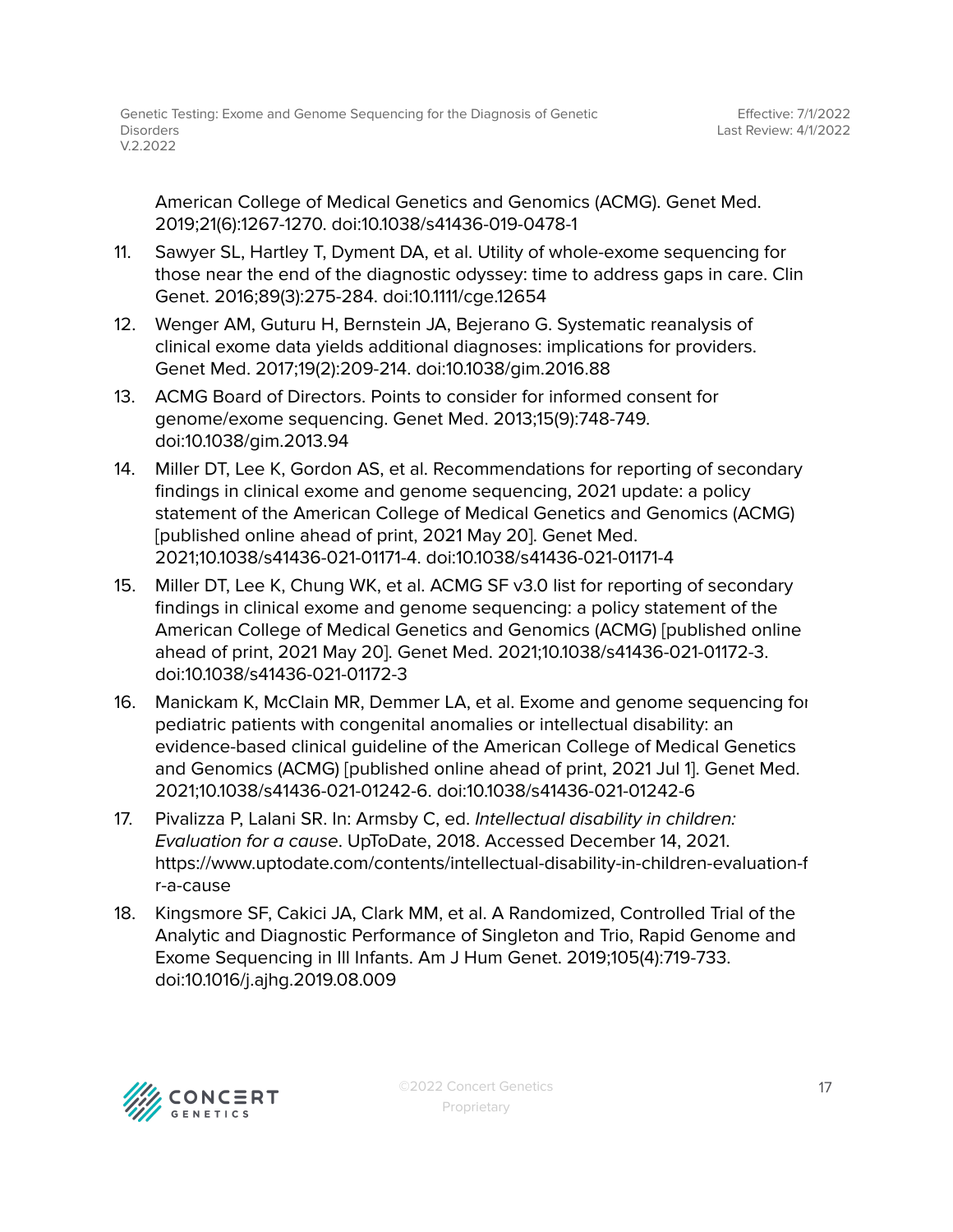American College of Medical Genetics and Genomics (ACMG). Genet Med. 2019;21(6):1267-1270. doi:10.1038/s41436-019-0478-1

11. Sawyer SL, Hartley T, Dyment DA, et al. Utility of whole-exome sequencing for those near the end of the diagnostic odyssey: time to address gaps in care. Clin Genet. 2016;89(3):275-284. doi:10.1111/cge.12654
12. Wenger AM, Guturu H, Bernstein JA, Bejerano G. Systematic reanalysis of clinical exome data yields additional diagnoses: implications for providers. Genet Med. 2017;19(2):209-214. doi:10.1038/gim.2016.88
13. ACMG Board of Directors. Points to consider for informed consent for genome/exome sequencing. Genet Med. 2013;15(9):748-749. doi:10.1038/gim.2013.94
14. Miller DT, Lee K, Gordon AS, et al. Recommendations for reporting of secondary findings in clinical exome and genome sequencing, 2021 update: a policy statement of the American College of Medical Genetics and Genomics (ACMG) [published online ahead of print, 2021 May 20]. Genet Med. 2021;10.1038/s41436-021-01171-4. doi:10.1038/s41436-021-01171-4
15. Miller DT, Lee K, Chung WK, et al. ACMG SF v3.0 list for reporting of secondary findings in clinical exome and genome sequencing: a policy statement of the American College of Medical Genetics and Genomics (ACMG) [published online ahead of print, 2021 May 20]. Genet Med. 2021;10.1038/s41436-021-01172-3. doi:10.1038/s41436-021-01172-3
16. Manickam K, McClain MR, Demmer LA, et al. Exome and genome sequencing for pediatric patients with congenital anomalies or intellectual disability: an evidence-based clinical guideline of the American College of Medical Genetics and Genomics (ACMG) [published online ahead of print, 2021 Jul 1]. Genet Med. 2021;10.1038/s41436-021-01242-6. doi:10.1038/s41436-021-01242-6
17. Pivalizza P, Lalani SR. In: Armsby C, ed. *Intellectual disability in children: Evaluation for a cause*. UpToDate, 2018. Accessed December 14, 2021. https://www.uptodate.com/contents/intellectual-disability-in-children-evaluation-for-a-cause
18. Kingsmore SF, Cakici JA, Clark MM, et al. A Randomized, Controlled Trial of the Analytic and Diagnostic Performance of Singleton and Trio, Rapid Genome and Exome Sequencing in Ill Infants. Am J Hum Genet. 2019;105(4):719-733. doi:10.1016/j.ajhg.2019.08.009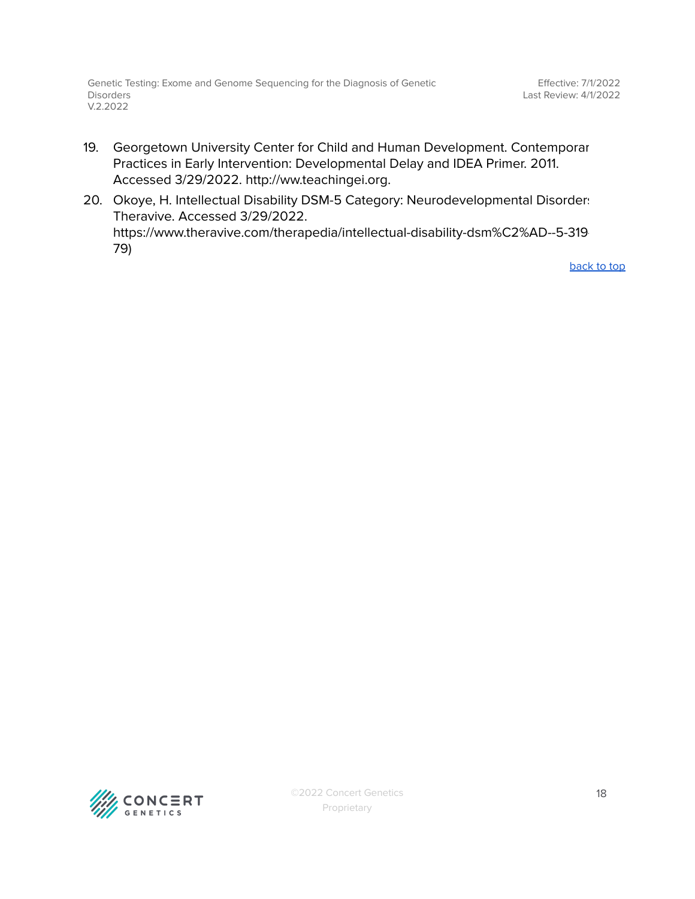19. Georgetown University Center for Child and Human Development. Contemporar Practices in Early Intervention: Developmental Delay and IDEA Primer. 2011. Accessed 3/29/2022. http://ww.teachingei.org.
20. Okoye, H. Intellectual Disability DSM-5 Category: Neurodevelopmental Disorders Theravive. Accessed 3/29/2022. https://www.theravive.com/therapedia/intellectual-disability-dsm%C2%AD--5-319- 79)

back to top